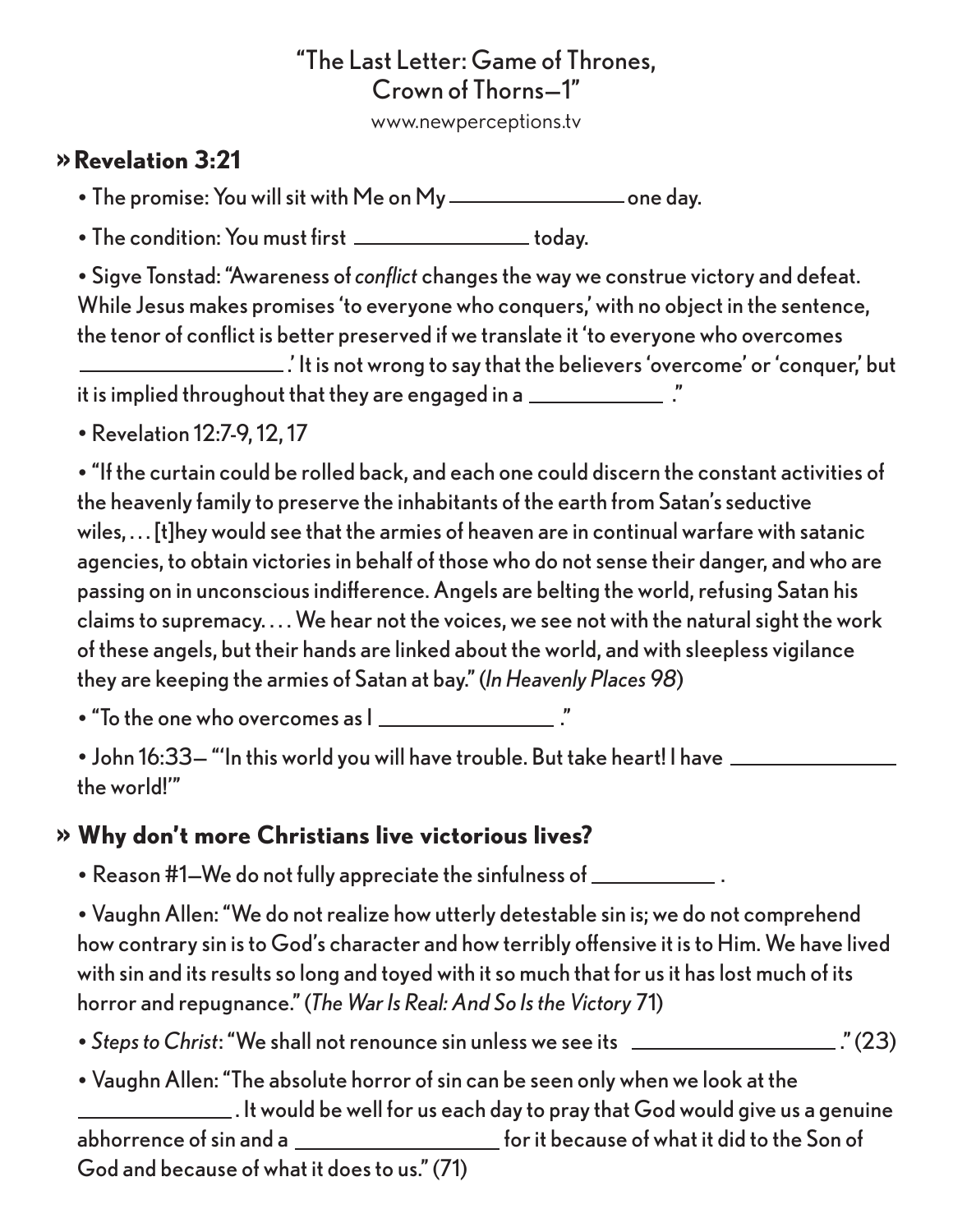# "The Last Letter: Game of Thrones, Crown of Thorns—1"

www.newperceptions.tv

## » Revelation 3:21

- The promise: You will sit with Me on My ________________ one day.
- The condition: You must first ________________ today.
- Sigve Tonstad: "Awareness of *conflict* changes the way we construe victory and defeat. While Jesus makes promises 'to everyone who conquers,' with no object in the sentence, the tenor of conflict is better preserved if we translate it 'to everyone who overcomes ____________________.' It is not wrong to say that the believers 'overcome' or 'conquer,' but it is implied throughout that they are engaged in a _____________ ."
- Revelation 12:7-9, 12, 17
- "If the curtain could be rolled back, and each one could discern the constant activities of the heavenly family to preserve the inhabitants of the earth from Satan's seductive wiles, . . . [t]hey would see that the armies of heaven are in continual warfare with satanic agencies, to obtain victories in behalf of those who do not sense their danger, and who are passing on in unconscious indifference. Angels are belting the world, refusing Satan his claims to supremacy. . . . We hear not the voices, we see not with the natural sight the work of these angels, but their hands are linked about the world, and with sleepless vigilance they are keeping the armies of Satan at bay." (*In Heavenly Places 98*)
- "To the one who overcomes as I ________________ ."
- John 16:33— "'In this world you will have trouble. But take heart! I have _______________ the world!'"

## » Why don't more Christians live victorious lives?

- Reason #1—We do not fully appreciate the sinfulness of ____________ .
- Vaughn Allen: "We do not realize how utterly detestable sin is; we do not comprehend how contrary sin is to God's character and how terribly offensive it is to Him. We have lived with sin and its results so long and toyed with it so much that for us it has lost much of its horror and repugnance." (*The War Is Real: And So Is the Victory* 71)
- *Steps to Christ*: "We shall not renounce sin unless we see its ____________________ ." (23)
- Vaughn Allen: "The absolute horror of sin can be seen only when we look at the _______________ . It would be well for us each day to pray that God would give us a genuine abhorrence of sin and a ___________________ for it because of what it did to the Son of God and because of what it does to us." (71)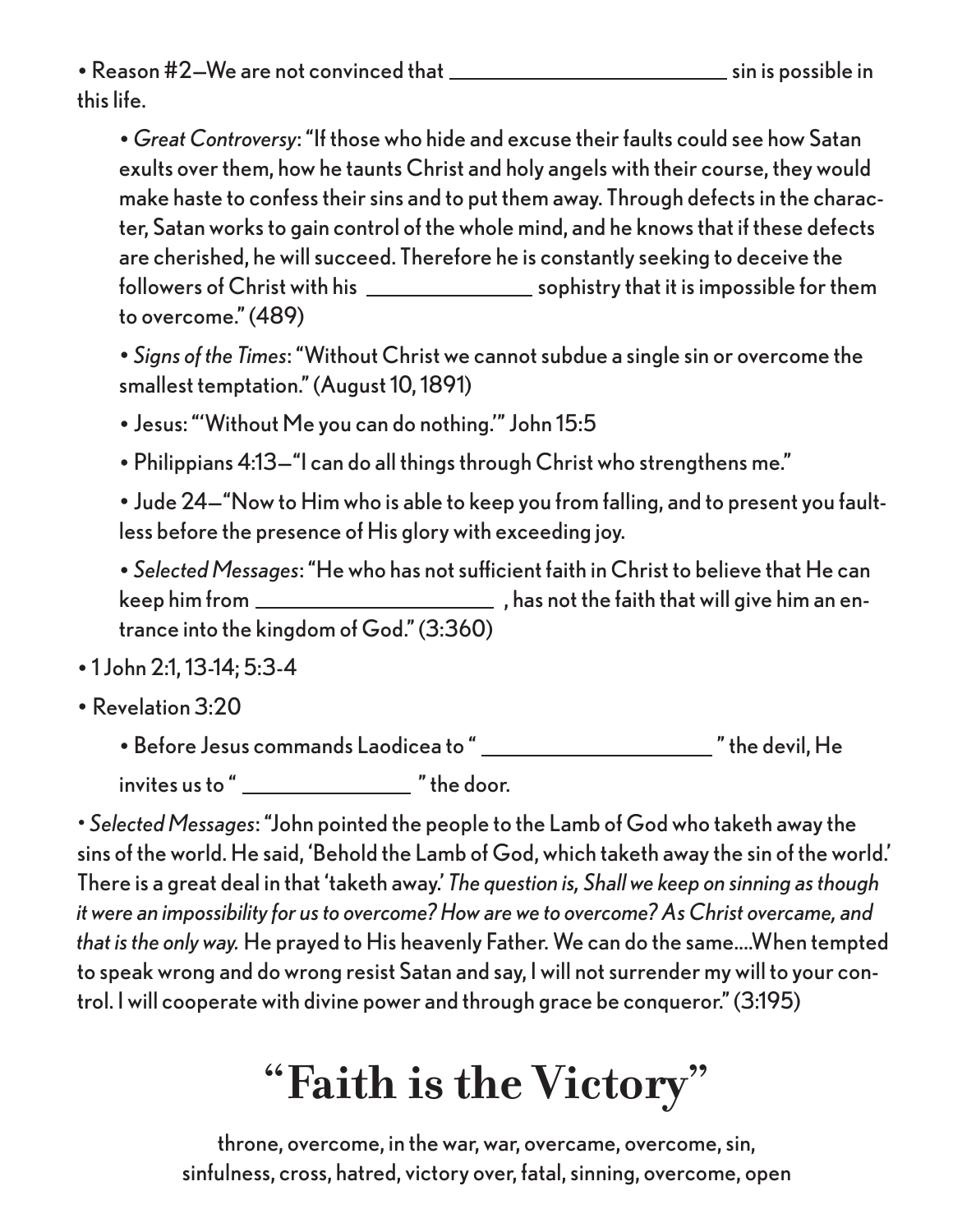- Reason #2—We are not convinced that ________________________ sin is possible in this life.

    - *Great Controversy*: "If those who hide and excuse their faults could see how Satan exults over them, how he taunts Christ and holy angels with their course, they would make haste to confess their sins and to put them away. Through defects in the character, Satan works to gain control of the whole mind, and he knows that if these defects are cherished, he will succeed. Therefore he is constantly seeking to deceive the followers of Christ with his ______________ sophistry that it is impossible for them to overcome." (489)

    - *Signs of the Times*: "Without Christ we cannot subdue a single sin or overcome the smallest temptation." (August 10, 1891)

    - Jesus: "'Without Me you can do nothing.'" John 15:5

    - Philippians 4:13—"I can do all things through Christ who strengthens me."

    - Jude 24—"Now to Him who is able to keep you from falling, and to present you faultless before the presence of His glory with exceeding joy.

    - *Selected Messages*: "He who has not sufficient faith in Christ to believe that He can keep him from ____________________ , has not the faith that will give him an entrance into the kingdom of God." (3:360)

- 1 John 2:1, 13-14; 5:3-4

- Revelation 3:20

    - Before Jesus commands Laodicea to " ____________________ " the devil, He invites us to " ______________ " the door.

- *Selected Messages*: "John pointed the people to the Lamb of God who taketh away the sins of the world. He said, 'Behold the Lamb of God, which taketh away the sin of the world.' There is a great deal in that 'taketh away.' *The question is, Shall we keep on sinning as though it were an impossibility for us to overcome? How are we to overcome? As Christ overcame, and that is the only way.* He prayed to His heavenly Father. We can do the same....When tempted to speak wrong and do wrong resist Satan and say, I will not surrender my will to your control. I will cooperate with divine power and through grace be conqueror." (3:195)

# "Faith is the Victory"

throne, overcome, in the war, war, overcame, overcome, sin, sinfulness, cross, hatred, victory over, fatal, sinning, overcome, open